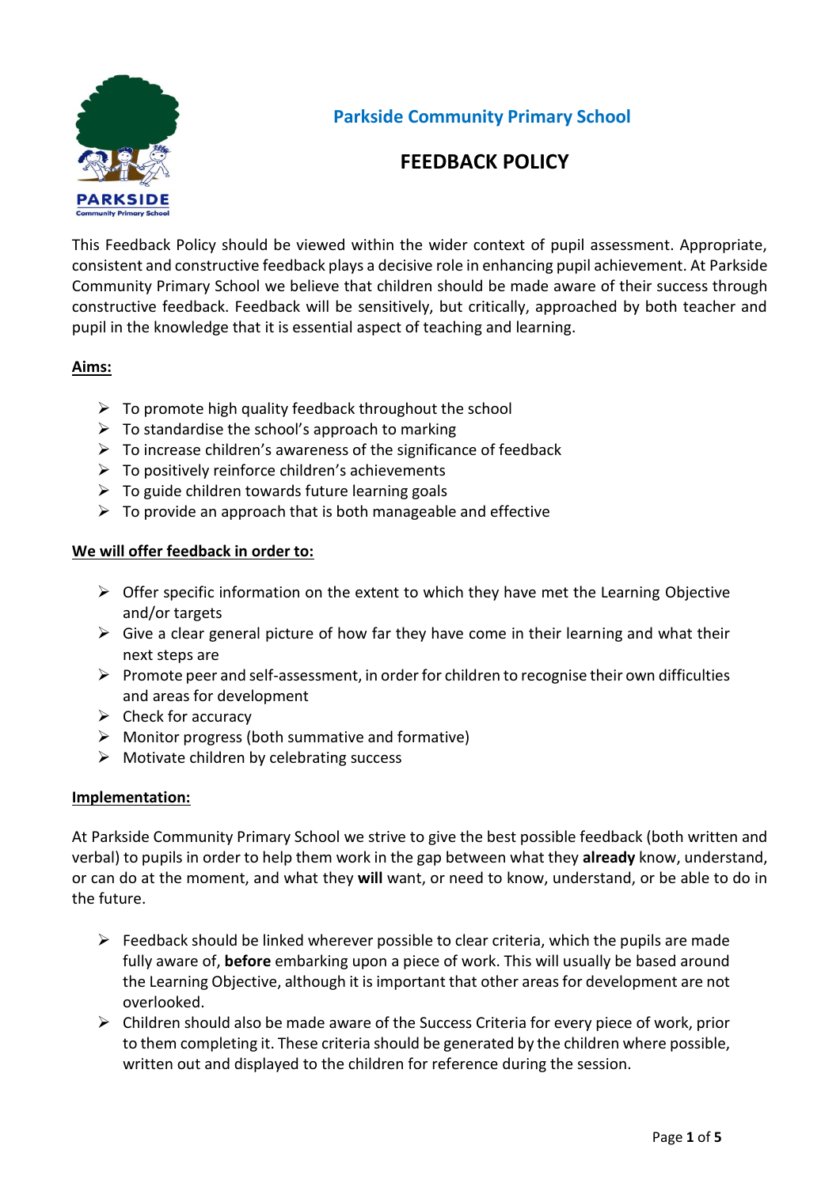# Parkside Community Primary School

## FEEDBACK POLICY

This Feedback Policy should be viewed within the wider context of pupil assessment. Appropriate, consistent and constructive feedback plays a decisive role in enhancing pupil achievement. At Parkside Community Primary School we believe that children should be made aware of their success through constructive feedback. Feedback will be sensitively, but critically, approached by both teacher and pupil in the knowledge that it is essential aspect of teaching and learning.

### Aims:

- To promote high quality feedback throughout the school
- To standardise the school's approach to marking
- To increase children's awareness of the significance of feedback
- To positively reinforce children's achievements
- To guide children towards future learning goals
- To provide an approach that is both manageable and effective

### We will offer feedback in order to:

- Offer specific information on the extent to which they have met the Learning Objective and/or targets
- Give a clear general picture of how far they have come in their learning and what their next steps are
- Promote peer and self-assessment, in order for children to recognise their own difficulties and areas for development
- Check for accuracy
- Monitor progress (both summative and formative)
- Motivate children by celebrating success

### Implementation:

At Parkside Community Primary School we strive to give the best possible feedback (both written and verbal) to pupils in order to help them work in the gap between what they **already** know, understand, or can do at the moment, and what they **will** want, or need to know, understand, or be able to do in the future.

- Feedback should be linked wherever possible to clear criteria, which the pupils are made fully aware of, **before** embarking upon a piece of work. This will usually be based around the Learning Objective, although it is important that other areas for development are not overlooked.
- Children should also be made aware of the Success Criteria for every piece of work, prior to them completing it. These criteria should be generated by the children where possible, written out and displayed to the children for reference during the session.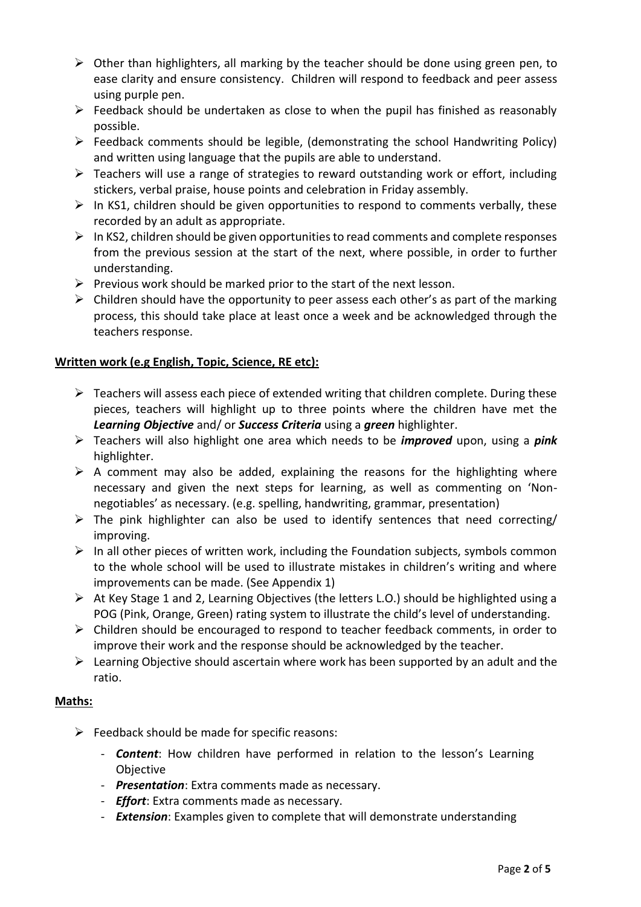- Other than highlighters, all marking by the teacher should be done using green pen, to ease clarity and ensure consistency. Children will respond to feedback and peer assess using purple pen.
- Feedback should be undertaken as close to when the pupil has finished as reasonably possible.
- Feedback comments should be legible, (demonstrating the school Handwriting Policy) and written using language that the pupils are able to understand.
- Teachers will use a range of strategies to reward outstanding work or effort, including stickers, verbal praise, house points and celebration in Friday assembly.
- In KS1, children should be given opportunities to respond to comments verbally, these recorded by an adult as appropriate.
- In KS2, children should be given opportunities to read comments and complete responses from the previous session at the start of the next, where possible, in order to further understanding.
- Previous work should be marked prior to the start of the next lesson.
- Children should have the opportunity to peer assess each other's as part of the marking process, this should take place at least once a week and be acknowledged through the teachers response.

**Written work (e.g English, Topic, Science, RE etc):**

- Teachers will assess each piece of extended writing that children complete. During these pieces, teachers will highlight up to three points where the children have met the ***Learning Objective*** and/ or ***Success Criteria*** using a ***green*** highlighter.
- Teachers will also highlight one area which needs to be ***improved*** upon, using a ***pink*** highlighter.
- A comment may also be added, explaining the reasons for the highlighting where necessary and given the next steps for learning, as well as commenting on 'Non-negotiables' as necessary. (e.g. spelling, handwriting, grammar, presentation)
- The pink highlighter can also be used to identify sentences that need correcting/ improving.
- In all other pieces of written work, including the Foundation subjects, symbols common to the whole school will be used to illustrate mistakes in children's writing and where improvements can be made. (See Appendix 1)
- At Key Stage 1 and 2, Learning Objectives (the letters L.O.) should be highlighted using a POG (Pink, Orange, Green) rating system to illustrate the child's level of understanding.
- Children should be encouraged to respond to teacher feedback comments, in order to improve their work and the response should be acknowledged by the teacher.
- Learning Objective should ascertain where work has been supported by an adult and the ratio.

**Maths:**

- Feedback should be made for specific reasons:
  - ***Content***: How children have performed in relation to the lesson's Learning Objective
  - ***Presentation***: Extra comments made as necessary.
  - ***Effort***: Extra comments made as necessary.
  - ***Extension***: Examples given to complete that will demonstrate understanding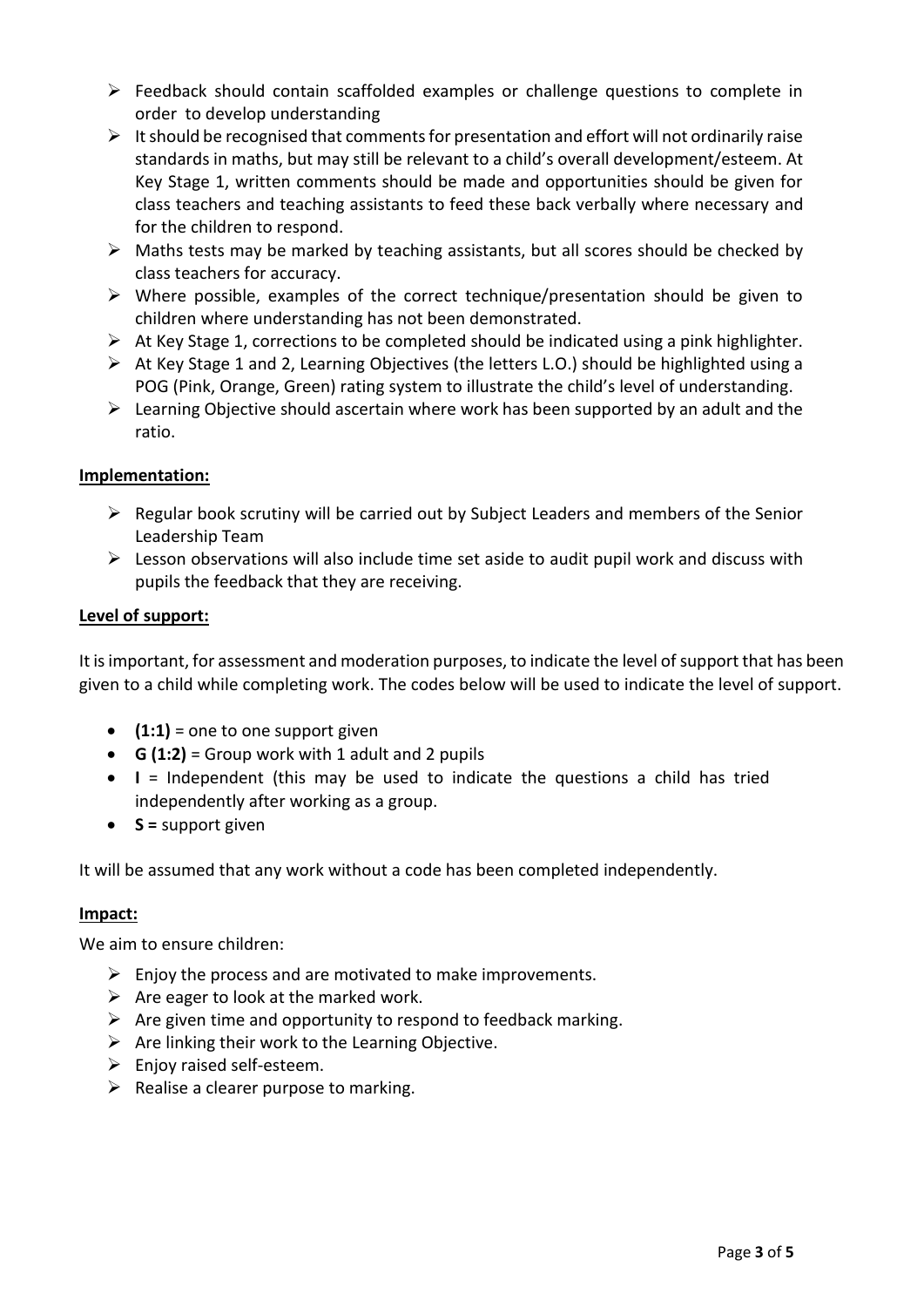- Feedback should contain scaffolded examples or challenge questions to complete in order to develop understanding
- It should be recognised that comments for presentation and effort will not ordinarily raise standards in maths, but may still be relevant to a child's overall development/esteem. At Key Stage 1, written comments should be made and opportunities should be given for class teachers and teaching assistants to feed these back verbally where necessary and for the children to respond.
- Maths tests may be marked by teaching assistants, but all scores should be checked by class teachers for accuracy.
- Where possible, examples of the correct technique/presentation should be given to children where understanding has not been demonstrated.
- At Key Stage 1, corrections to be completed should be indicated using a pink highlighter.
- At Key Stage 1 and 2, Learning Objectives (the letters L.O.) should be highlighted using a POG (Pink, Orange, Green) rating system to illustrate the child's level of understanding.
- Learning Objective should ascertain where work has been supported by an adult and the ratio.

**Implementation:**

- Regular book scrutiny will be carried out by Subject Leaders and members of the Senior Leadership Team
- Lesson observations will also include time set aside to audit pupil work and discuss with pupils the feedback that they are receiving.

**Level of support:**

It is important, for assessment and moderation purposes, to indicate the level of support that has been given to a child while completing work. The codes below will be used to indicate the level of support.

- **(1:1)** = one to one support given
- **G (1:2)** = Group work with 1 adult and 2 pupils
- **I** = Independent (this may be used to indicate the questions a child has tried independently after working as a group.
- **S =** support given

It will be assumed that any work without a code has been completed independently.

**Impact:**

We aim to ensure children:

- Enjoy the process and are motivated to make improvements.
- Are eager to look at the marked work.
- Are given time and opportunity to respond to feedback marking.
- Are linking their work to the Learning Objective.
- Enjoy raised self-esteem.
- Realise a clearer purpose to marking.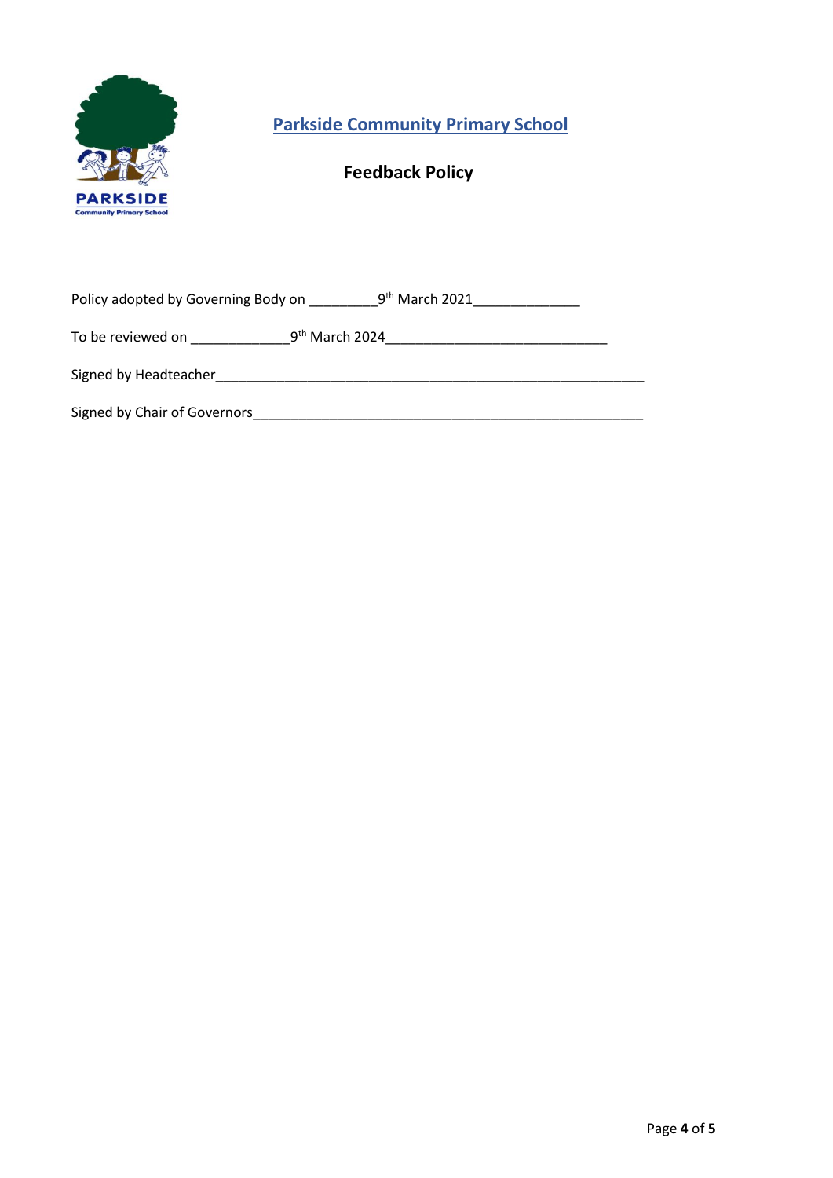# Parkside Community Primary School

## Feedback Policy

Policy adopted by Governing Body on _________9th March 2021______________

To be reviewed on _____________9th March 2024_____________________________

Signed by Headteacher__________________________________________________________

Signed by Chair of Governors____________________________________________________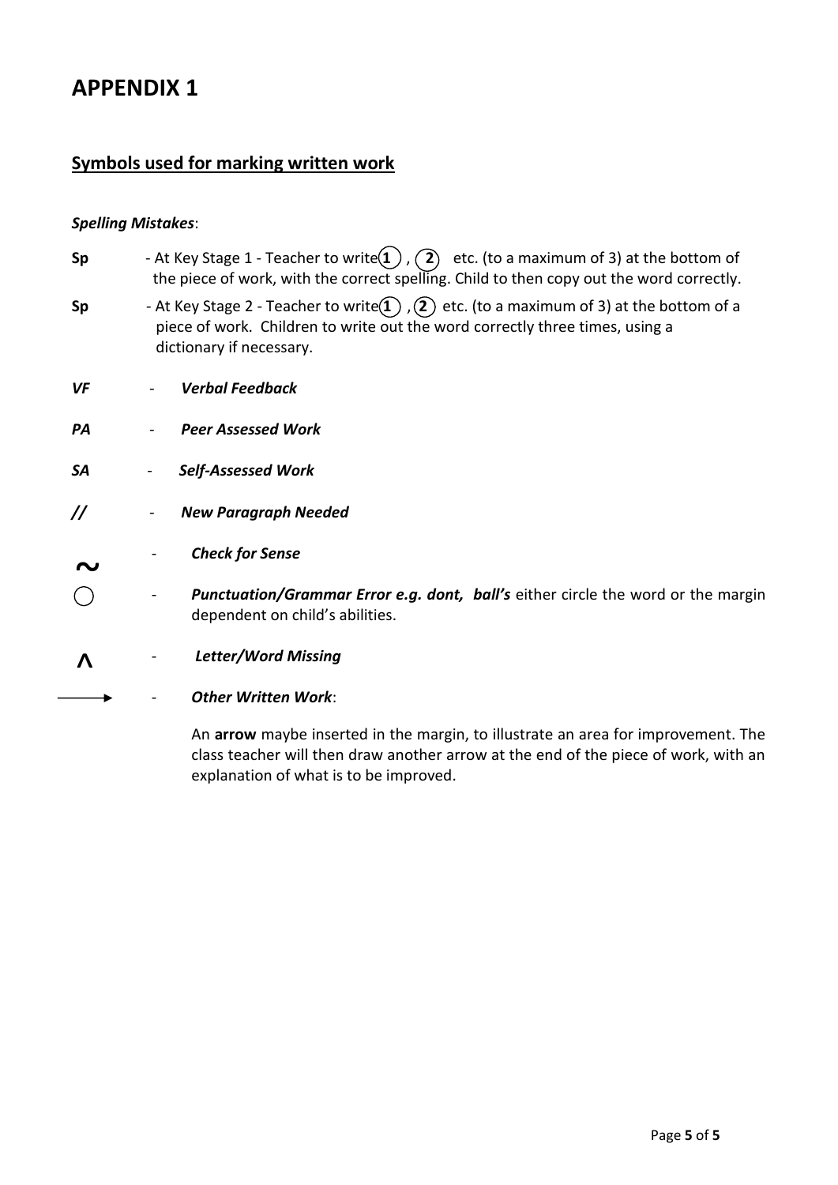# APPENDIX 1

## Symbols used for marking written work

***Spelling Mistakes***:

**Sp** - At Key Stage 1 - Teacher to write (1) , (2) etc. (to a maximum of 3) at the bottom of the piece of work, with the correct spelling. Child to then copy out the word correctly.

**Sp** - At Key Stage 2 - Teacher to write (1) , (2) etc. (to a maximum of 3) at the bottom of a piece of work. Children to write out the word correctly three times, using a dictionary if necessary.

***VF*** - ***Verbal Feedback***

***PA*** - ***Peer Assessed Work***

***SA*** - ***Self-Assessed Work***

***//*** - ***New Paragraph Needed***

**~** - ***Check for Sense***

○ - ***Punctuation/Grammar Error e.g. dont, ball's*** either circle the word or the margin dependent on child's abilities.

**^** - ***Letter/Word Missing***

⟶ - ***Other Written Work***:

An **arrow** maybe inserted in the margin, to illustrate an area for improvement. The class teacher will then draw another arrow at the end of the piece of work, with an explanation of what is to be improved.